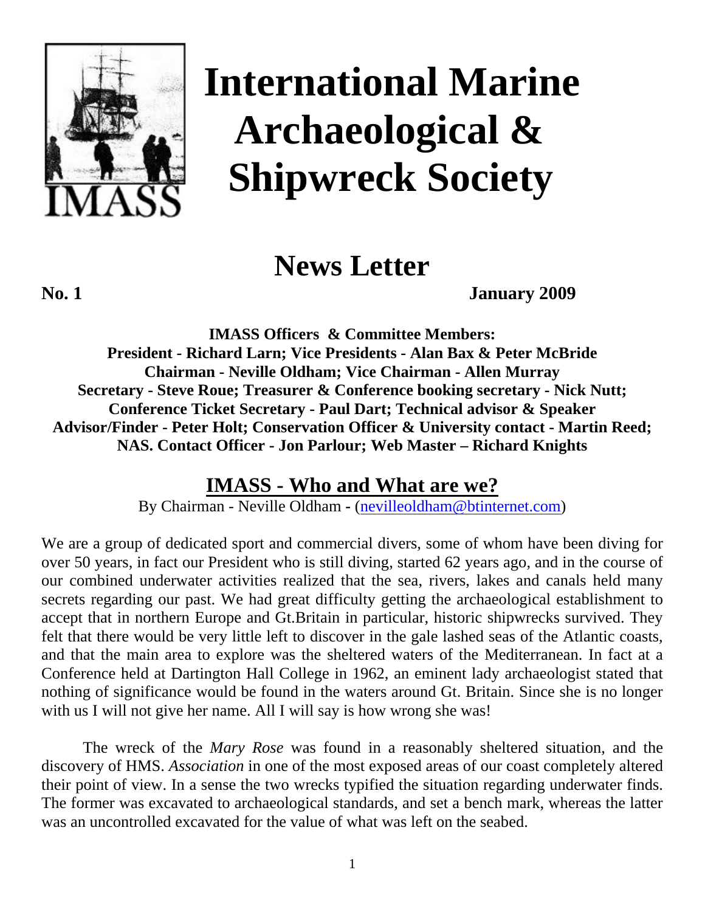# International Marine Archaeological & Shipwreck Society

## News Letter

**No. 1** **January 2009**

**IMASS Officers & Committee Members:**
**President - Richard Larn; Vice Presidents - Alan Bax & Peter McBride**
**Chairman - Neville Oldham; Vice Chairman - Allen Murray**
**Secretary - Steve Roue; Treasurer & Conference booking secretary - Nick Nutt;**
**Conference Ticket Secretary - Paul Dart; Technical advisor & Speaker Advisor/Finder - Peter Holt; Conservation Officer & University contact - Martin Reed;**
**NAS. Contact Officer - Jon Parlour; Web Master – Richard Knights**

## IMASS - Who and What are we?

By Chairman - Neville Oldham - (nevilleoldham@btinternet.com)

We are a group of dedicated sport and commercial divers, some of whom have been diving for over 50 years, in fact our President who is still diving, started 62 years ago, and in the course of our combined underwater activities realized that the sea, rivers, lakes and canals held many secrets regarding our past. We had great difficulty getting the archaeological establishment to accept that in northern Europe and Gt.Britain in particular, historic shipwrecks survived. They felt that there would be very little left to discover in the gale lashed seas of the Atlantic coasts, and that the main area to explore was the sheltered waters of the Mediterranean. In fact at a Conference held at Dartington Hall College in 1962, an eminent lady archaeologist stated that nothing of significance would be found in the waters around Gt. Britain. Since she is no longer with us I will not give her name. All I will say is how wrong she was!

The wreck of the *Mary Rose* was found in a reasonably sheltered situation, and the discovery of HMS. *Association* in one of the most exposed areas of our coast completely altered their point of view. In a sense the two wrecks typified the situation regarding underwater finds. The former was excavated to archaeological standards, and set a bench mark, whereas the latter was an uncontrolled excavated for the value of what was left on the seabed.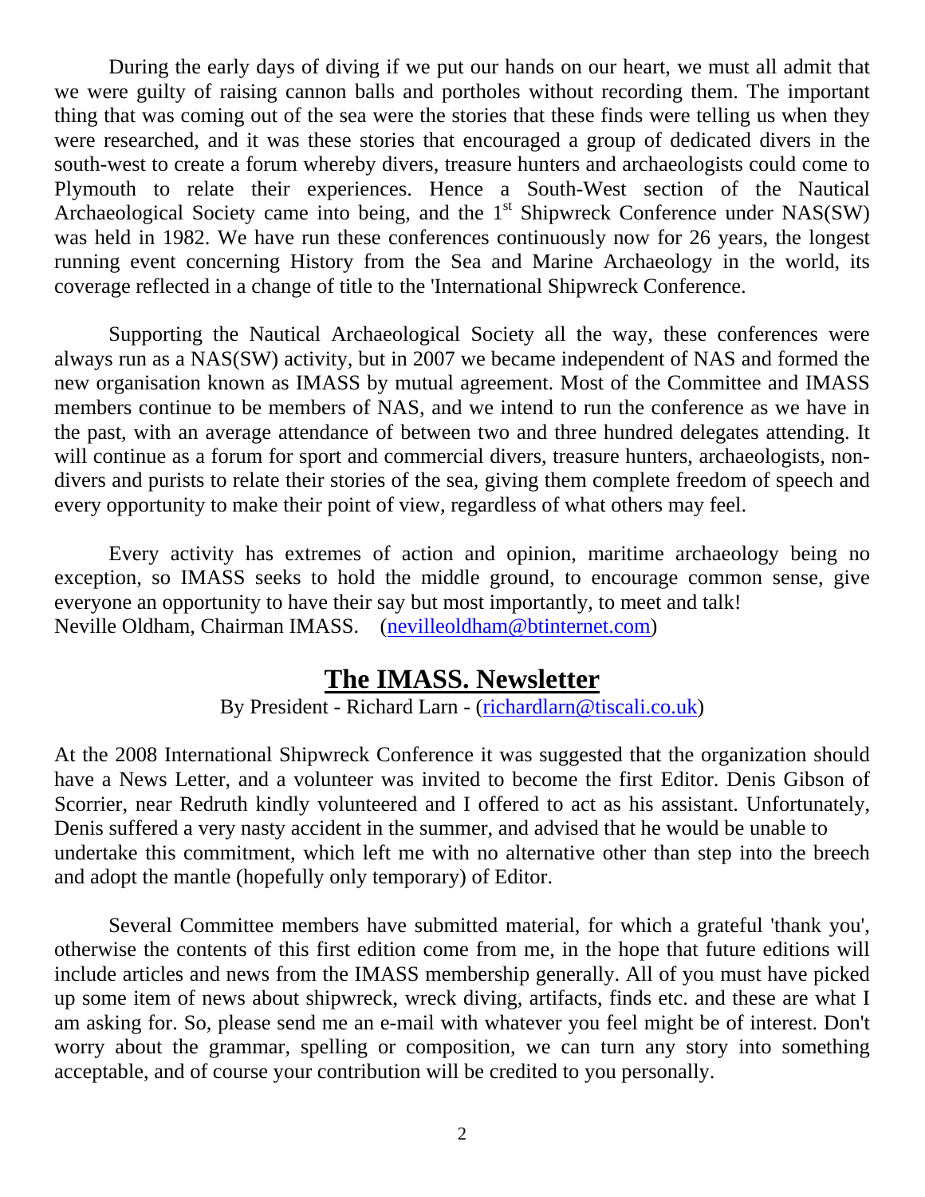During the early days of diving if we put our hands on our heart, we must all admit that we were guilty of raising cannon balls and portholes without recording them. The important thing that was coming out of the sea were the stories that these finds were telling us when they were researched, and it was these stories that encouraged a group of dedicated divers in the south-west to create a forum whereby divers, treasure hunters and archaeologists could come to Plymouth to relate their experiences. Hence a South-West section of the Nautical Archaeological Society came into being, and the 1st Shipwreck Conference under NAS(SW) was held in 1982. We have run these conferences continuously now for 26 years, the longest running event concerning History from the Sea and Marine Archaeology in the world, its coverage reflected in a change of title to the 'International Shipwreck Conference.

Supporting the Nautical Archaeological Society all the way, these conferences were always run as a NAS(SW) activity, but in 2007 we became independent of NAS and formed the new organisation known as IMASS by mutual agreement. Most of the Committee and IMASS members continue to be members of NAS, and we intend to run the conference as we have in the past, with an average attendance of between two and three hundred delegates attending. It will continue as a forum for sport and commercial divers, treasure hunters, archaeologists, non-divers and purists to relate their stories of the sea, giving them complete freedom of speech and every opportunity to make their point of view, regardless of what others may feel.

Every activity has extremes of action and opinion, maritime archaeology being no exception, so IMASS seeks to hold the middle ground, to encourage common sense, give everyone an opportunity to have their say but most importantly, to meet and talk!
Neville Oldham, Chairman IMASS. (nevilleoldham@btinternet.com)

## The IMASS. Newsletter

By President - Richard Larn - (richardlarn@tiscali.co.uk)

At the 2008 International Shipwreck Conference it was suggested that the organization should have a News Letter, and a volunteer was invited to become the first Editor. Denis Gibson of Scorrier, near Redruth kindly volunteered and I offered to act as his assistant. Unfortunately, Denis suffered a very nasty accident in the summer, and advised that he would be unable to undertake this commitment, which left me with no alternative other than step into the breech and adopt the mantle (hopefully only temporary) of Editor.

Several Committee members have submitted material, for which a grateful 'thank you', otherwise the contents of this first edition come from me, in the hope that future editions will include articles and news from the IMASS membership generally. All of you must have picked up some item of news about shipwreck, wreck diving, artifacts, finds etc. and these are what I am asking for. So, please send me an e-mail with whatever you feel might be of interest. Don't worry about the grammar, spelling or composition, we can turn any story into something acceptable, and of course your contribution will be credited to you personally.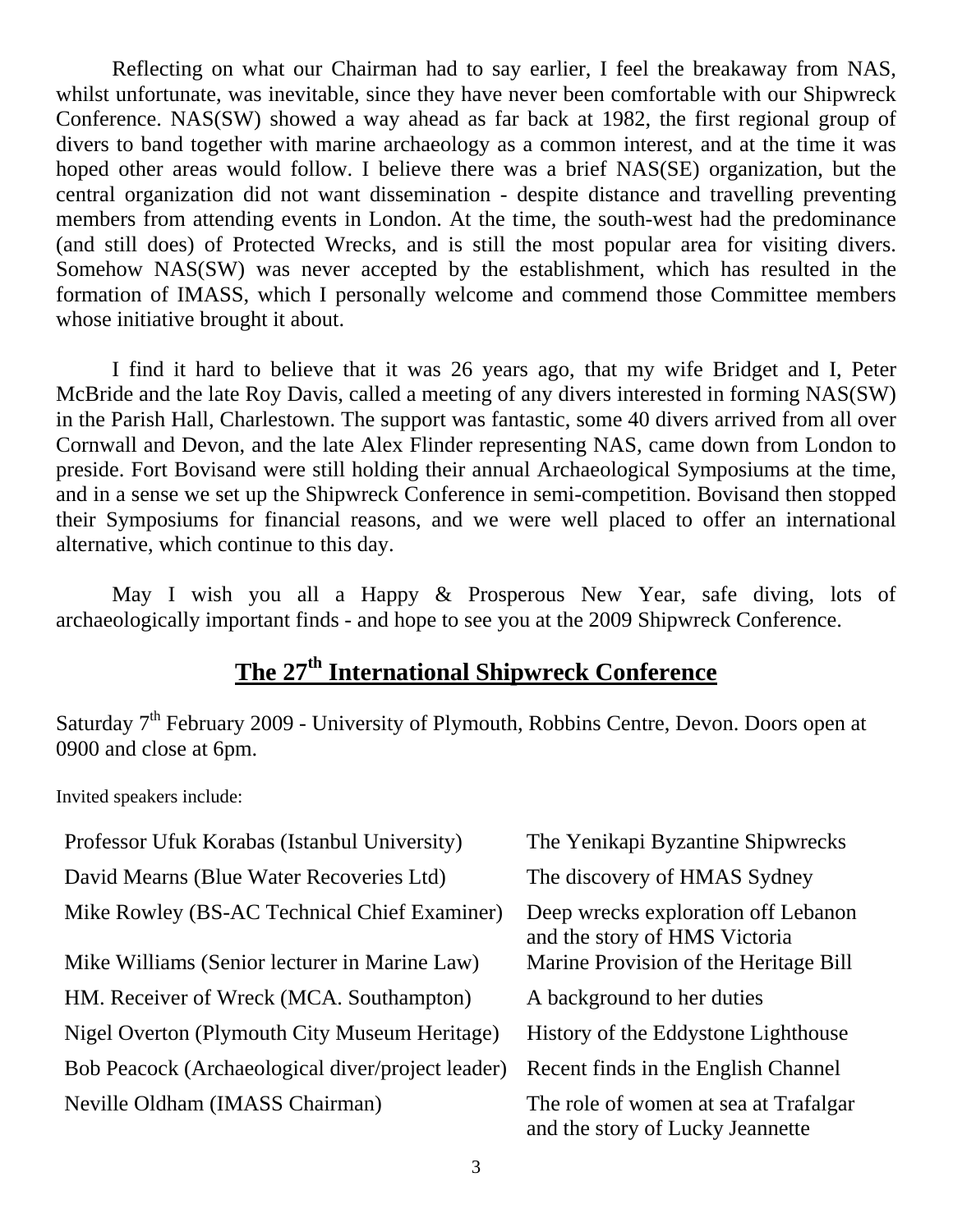Reflecting on what our Chairman had to say earlier, I feel the breakaway from NAS, whilst unfortunate, was inevitable, since they have never been comfortable with our Shipwreck Conference. NAS(SW) showed a way ahead as far back at 1982, the first regional group of divers to band together with marine archaeology as a common interest, and at the time it was hoped other areas would follow. I believe there was a brief NAS(SE) organization, but the central organization did not want dissemination - despite distance and travelling preventing members from attending events in London. At the time, the south-west had the predominance (and still does) of Protected Wrecks, and is still the most popular area for visiting divers. Somehow NAS(SW) was never accepted by the establishment, which has resulted in the formation of IMASS, which I personally welcome and commend those Committee members whose initiative brought it about.

I find it hard to believe that it was 26 years ago, that my wife Bridget and I, Peter McBride and the late Roy Davis, called a meeting of any divers interested in forming NAS(SW) in the Parish Hall, Charlestown. The support was fantastic, some 40 divers arrived from all over Cornwall and Devon, and the late Alex Flinder representing NAS, came down from London to preside. Fort Bovisand were still holding their annual Archaeological Symposiums at the time, and in a sense we set up the Shipwreck Conference in semi-competition. Bovisand then stopped their Symposiums for financial reasons, and we were well placed to offer an international alternative, which continue to this day.

May I wish you all a Happy & Prosperous New Year, safe diving, lots of archaeologically important finds - and hope to see you at the 2009 Shipwreck Conference.

## The 27th International Shipwreck Conference

Saturday 7th February 2009 - University of Plymouth, Robbins Centre, Devon. Doors open at 0900 and close at 6pm.

Invited speakers include:

| | |
|---|---|
| Professor Ufuk Korabas (Istanbul University) | The Yenikapi Byzantine Shipwrecks |
| David Mearns (Blue Water Recoveries Ltd) | The discovery of HMAS Sydney |
| Mike Rowley (BS-AC Technical Chief Examiner) | Deep wrecks exploration off Lebanon and the story of HMS Victoria |
| Mike Williams (Senior lecturer in Marine Law) | Marine Provision of the Heritage Bill |
| HM. Receiver of Wreck (MCA. Southampton) | A background to her duties |
| Nigel Overton (Plymouth City Museum Heritage) | History of the Eddystone Lighthouse |
| Bob Peacock (Archaeological diver/project leader) | Recent finds in the English Channel |
| Neville Oldham (IMASS Chairman) | The role of women at sea at Trafalgar and the story of Lucky Jeannette |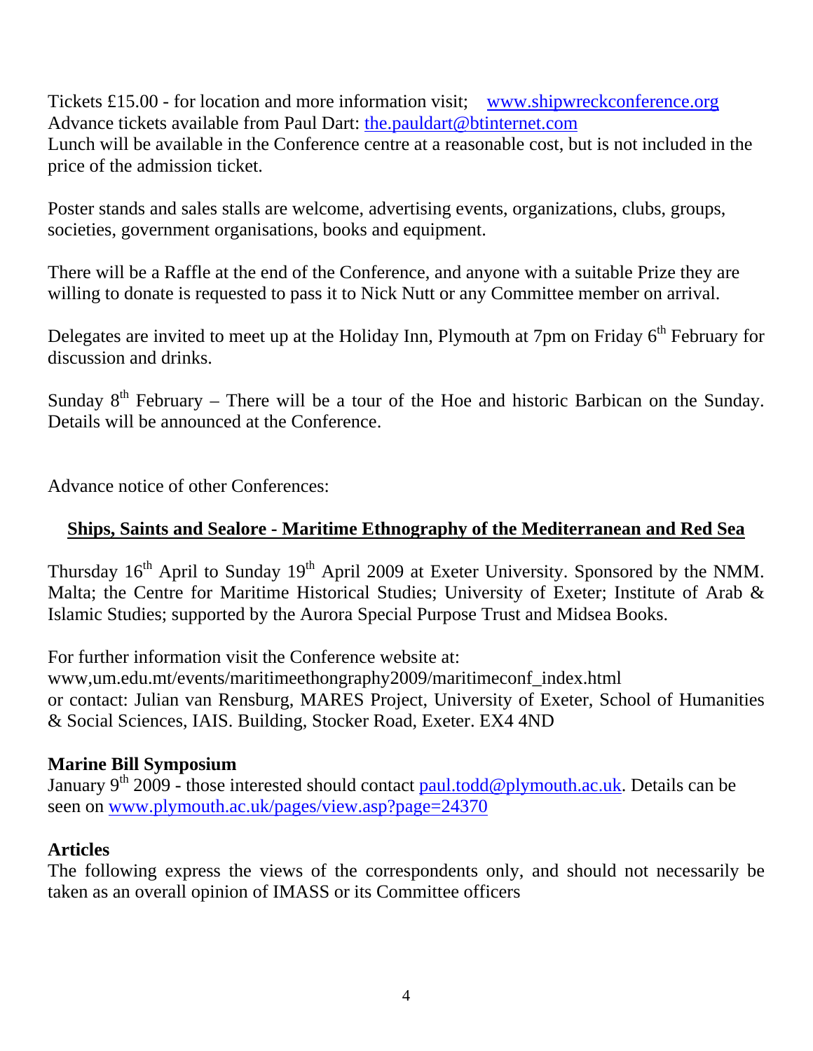Tickets £15.00 - for location and more information visit; www.shipwreckconference.org
Advance tickets available from Paul Dart: the.pauldart@btinternet.com
Lunch will be available in the Conference centre at a reasonable cost, but is not included in the price of the admission ticket.

Poster stands and sales stalls are welcome, advertising events, organizations, clubs, groups, societies, government organisations, books and equipment.

There will be a Raffle at the end of the Conference, and anyone with a suitable Prize they are willing to donate is requested to pass it to Nick Nutt or any Committee member on arrival.

Delegates are invited to meet up at the Holiday Inn, Plymouth at 7pm on Friday 6th February for discussion and drinks.

Sunday 8th February – There will be a tour of the Hoe and historic Barbican on the Sunday. Details will be announced at the Conference.

Advance notice of other Conferences:

**Ships, Saints and Sealore - Maritime Ethnography of the Mediterranean and Red Sea**

Thursday 16th April to Sunday 19th April 2009 at Exeter University. Sponsored by the NMM. Malta; the Centre for Maritime Historical Studies; University of Exeter; Institute of Arab & Islamic Studies; supported by the Aurora Special Purpose Trust and Midsea Books.

For further information visit the Conference website at:
www,um.edu.mt/events/maritimeethongraphy2009/maritimeconf_index.html
or contact: Julian van Rensburg, MARES Project, University of Exeter, School of Humanities & Social Sciences, IAIS. Building, Stocker Road, Exeter. EX4 4ND

**Marine Bill Symposium**
January 9th 2009 - those interested should contact paul.todd@plymouth.ac.uk. Details can be seen on www.plymouth.ac.uk/pages/view.asp?page=24370

**Articles**
The following express the views of the correspondents only, and should not necessarily be taken as an overall opinion of IMASS or its Committee officers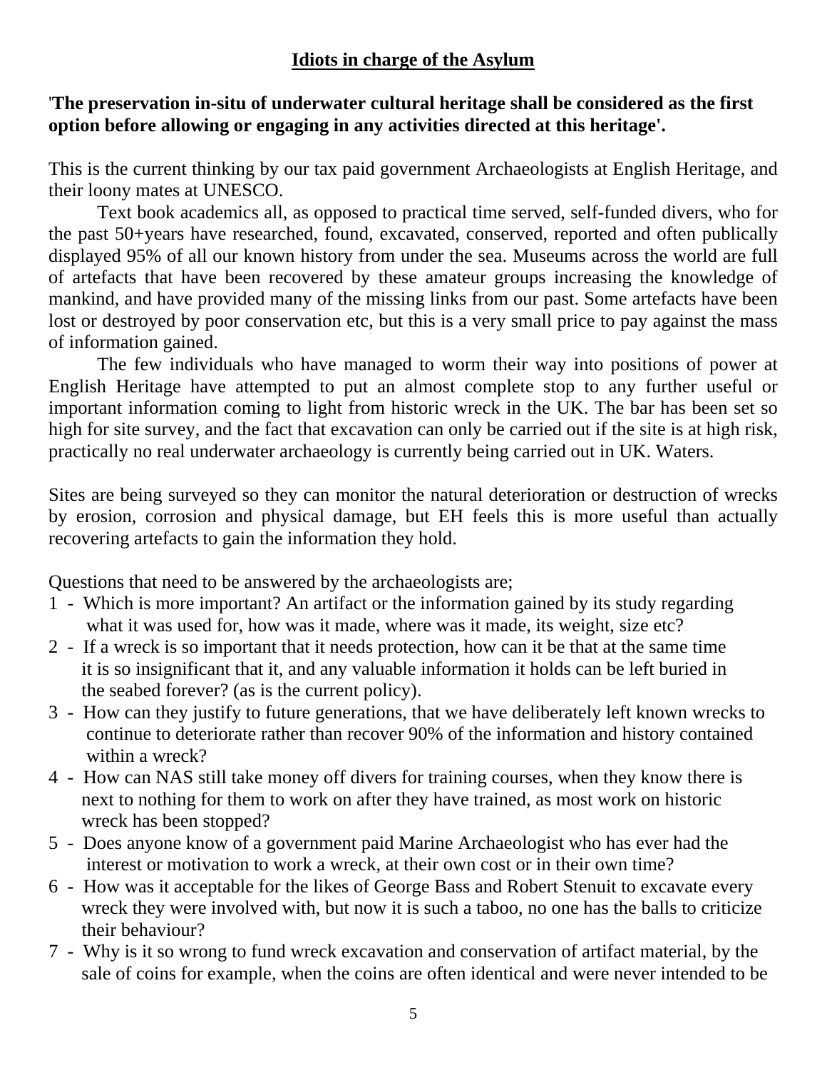## Idiots in charge of the Asylum

**'The preservation in-situ of underwater cultural heritage shall be considered as the first option before allowing or engaging in any activities directed at this heritage'.**

This is the current thinking by our tax paid government Archaeologists at English Heritage, and their loony mates at UNESCO.

Text book academics all, as opposed to practical time served, self-funded divers, who for the past 50+years have researched, found, excavated, conserved, reported and often publically displayed 95% of all our known history from under the sea. Museums across the world are full of artefacts that have been recovered by these amateur groups increasing the knowledge of mankind, and have provided many of the missing links from our past. Some artefacts have been lost or destroyed by poor conservation etc, but this is a very small price to pay against the mass of information gained.

The few individuals who have managed to worm their way into positions of power at English Heritage have attempted to put an almost complete stop to any further useful or important information coming to light from historic wreck in the UK. The bar has been set so high for site survey, and the fact that excavation can only be carried out if the site is at high risk, practically no real underwater archaeology is currently being carried out in UK. Waters.

Sites are being surveyed so they can monitor the natural deterioration or destruction of wrecks by erosion, corrosion and physical damage, but EH feels this is more useful than actually recovering artefacts to gain the information they hold.

Questions that need to be answered by the archaeologists are;

1 - Which is more important? An artifact or the information gained by its study regarding what it was used for, how was it made, where was it made, its weight, size etc?
2 - If a wreck is so important that it needs protection, how can it be that at the same time it is so insignificant that it, and any valuable information it holds can be left buried in the seabed forever? (as is the current policy).
3 - How can they justify to future generations, that we have deliberately left known wrecks to continue to deteriorate rather than recover 90% of the information and history contained within a wreck?
4 - How can NAS still take money off divers for training courses, when they know there is next to nothing for them to work on after they have trained, as most work on historic wreck has been stopped?
5 - Does anyone know of a government paid Marine Archaeologist who has ever had the interest or motivation to work a wreck, at their own cost or in their own time?
6 - How was it acceptable for the likes of George Bass and Robert Stenuit to excavate every wreck they were involved with, but now it is such a taboo, no one has the balls to criticize their behaviour?
7 - Why is it so wrong to fund wreck excavation and conservation of artifact material, by the sale of coins for example, when the coins are often identical and were never intended to be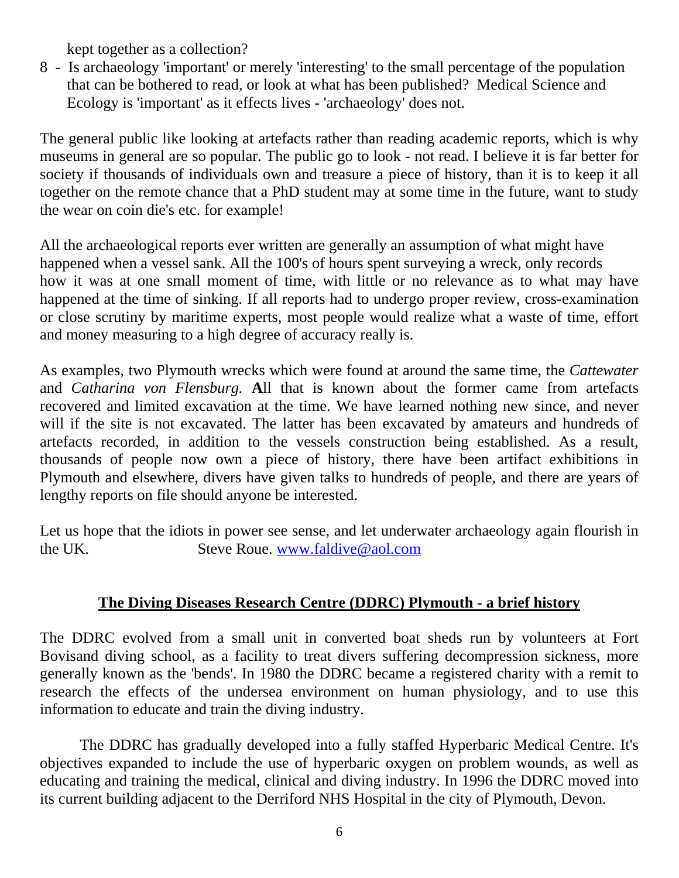kept together as a collection?

8 - Is archaeology 'important' or merely 'interesting' to the small percentage of the population that can be bothered to read, or look at what has been published? Medical Science and Ecology is 'important' as it effects lives - 'archaeology' does not.

The general public like looking at artefacts rather than reading academic reports, which is why museums in general are so popular. The public go to look - not read. I believe it is far better for society if thousands of individuals own and treasure a piece of history, than it is to keep it all together on the remote chance that a PhD student may at some time in the future, want to study the wear on coin die's etc. for example!

All the archaeological reports ever written are generally an assumption of what might have happened when a vessel sank. All the 100's of hours spent surveying a wreck, only records how it was at one small moment of time, with little or no relevance as to what may have happened at the time of sinking. If all reports had to undergo proper review, cross-examination or close scrutiny by maritime experts, most people would realize what a waste of time, effort and money measuring to a high degree of accuracy really is.

As examples, two Plymouth wrecks which were found at around the same time, the *Cattewater* and *Catharina von Flensburg.* **A**ll that is known about the former came from artefacts recovered and limited excavation at the time. We have learned nothing new since, and never will if the site is not excavated. The latter has been excavated by amateurs and hundreds of artefacts recorded, in addition to the vessels construction being established. As a result, thousands of people now own a piece of history, there have been artifact exhibitions in Plymouth and elsewhere, divers have given talks to hundreds of people, and there are years of lengthy reports on file should anyone be interested.

Let us hope that the idiots in power see sense, and let underwater archaeology again flourish in the UK. Steve Roue. www.faldive@aol.com

## The Diving Diseases Research Centre (DDRC) Plymouth - a brief history

The DDRC evolved from a small unit in converted boat sheds run by volunteers at Fort Bovisand diving school, as a facility to treat divers suffering decompression sickness, more generally known as the 'bends'. In 1980 the DDRC became a registered charity with a remit to research the effects of the undersea environment on human physiology, and to use this information to educate and train the diving industry.

The DDRC has gradually developed into a fully staffed Hyperbaric Medical Centre. It's objectives expanded to include the use of hyperbaric oxygen on problem wounds, as well as educating and training the medical, clinical and diving industry. In 1996 the DDRC moved into its current building adjacent to the Derriford NHS Hospital in the city of Plymouth, Devon.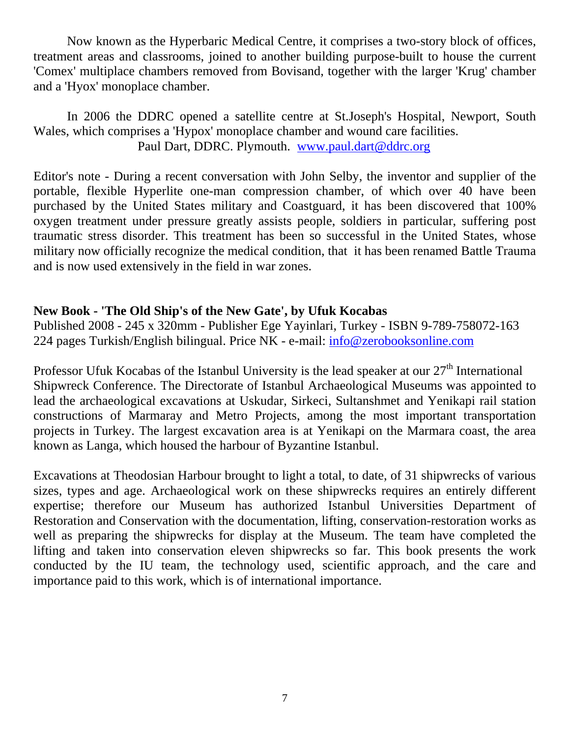Now known as the Hyperbaric Medical Centre, it comprises a two-story block of offices, treatment areas and classrooms, joined to another building purpose-built to house the current 'Comex' multiplace chambers removed from Bovisand, together with the larger 'Krug' chamber and a 'Hyox' monoplace chamber.

In 2006 the DDRC opened a satellite centre at St.Joseph's Hospital, Newport, South Wales, which comprises a 'Hypox' monoplace chamber and wound care facilities.

Paul Dart, DDRC. Plymouth. www.paul.dart@ddrc.org

Editor's note - During a recent conversation with John Selby, the inventor and supplier of the portable, flexible Hyperlite one-man compression chamber, of which over 40 have been purchased by the United States military and Coastguard, it has been discovered that 100% oxygen treatment under pressure greatly assists people, soldiers in particular, suffering post traumatic stress disorder. This treatment has been so successful in the United States, whose military now officially recognize the medical condition, that it has been renamed Battle Trauma and is now used extensively in the field in war zones.

**New Book - 'The Old Ship's of the New Gate', by Ufuk Kocabas**

Published 2008 - 245 x 320mm - Publisher Ege Yayinlari, Turkey - ISBN 9-789-758072-163
224 pages Turkish/English bilingual. Price NK - e-mail: info@zerobooksonline.com

Professor Ufuk Kocabas of the Istanbul University is the lead speaker at our 27th International Shipwreck Conference. The Directorate of Istanbul Archaeological Museums was appointed to lead the archaeological excavations at Uskudar, Sirkeci, Sultanshmet and Yenikapi rail station constructions of Marmaray and Metro Projects, among the most important transportation projects in Turkey. The largest excavation area is at Yenikapi on the Marmara coast, the area known as Langa, which housed the harbour of Byzantine Istanbul.

Excavations at Theodosian Harbour brought to light a total, to date, of 31 shipwrecks of various sizes, types and age. Archaeological work on these shipwrecks requires an entirely different expertise; therefore our Museum has authorized Istanbul Universities Department of Restoration and Conservation with the documentation, lifting, conservation-restoration works as well as preparing the shipwrecks for display at the Museum. The team have completed the lifting and taken into conservation eleven shipwrecks so far. This book presents the work conducted by the IU team, the technology used, scientific approach, and the care and importance paid to this work, which is of international importance.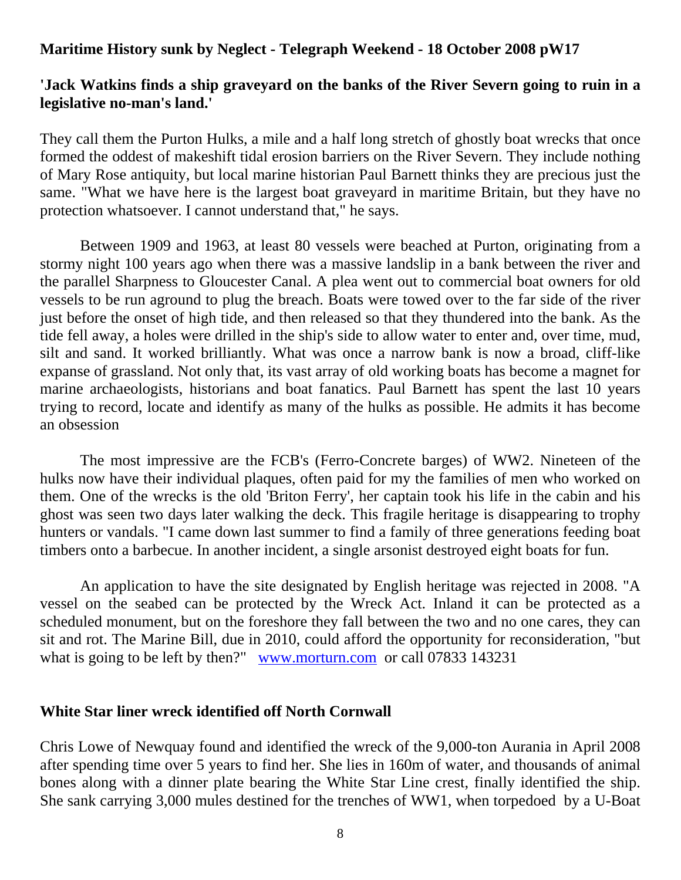**Maritime History sunk by Neglect - Telegraph Weekend - 18 October 2008 pW17**

**'Jack Watkins finds a ship graveyard on the banks of the River Severn going to ruin in a legislative no-man's land.'**

They call them the Purton Hulks, a mile and a half long stretch of ghostly boat wrecks that once formed the oddest of makeshift tidal erosion barriers on the River Severn. They include nothing of Mary Rose antiquity, but local marine historian Paul Barnett thinks they are precious just the same. "What we have here is the largest boat graveyard in maritime Britain, but they have no protection whatsoever. I cannot understand that," he says.

Between 1909 and 1963, at least 80 vessels were beached at Purton, originating from a stormy night 100 years ago when there was a massive landslip in a bank between the river and the parallel Sharpness to Gloucester Canal. A plea went out to commercial boat owners for old vessels to be run aground to plug the breach. Boats were towed over to the far side of the river just before the onset of high tide, and then released so that they thundered into the bank. As the tide fell away, a holes were drilled in the ship's side to allow water to enter and, over time, mud, silt and sand. It worked brilliantly. What was once a narrow bank is now a broad, cliff-like expanse of grassland. Not only that, its vast array of old working boats has become a magnet for marine archaeologists, historians and boat fanatics. Paul Barnett has spent the last 10 years trying to record, locate and identify as many of the hulks as possible. He admits it has become an obsession

The most impressive are the FCB's (Ferro-Concrete barges) of WW2. Nineteen of the hulks now have their individual plaques, often paid for my the families of men who worked on them. One of the wrecks is the old 'Briton Ferry', her captain took his life in the cabin and his ghost was seen two days later walking the deck. This fragile heritage is disappearing to trophy hunters or vandals. "I came down last summer to find a family of three generations feeding boat timbers onto a barbecue. In another incident, a single arsonist destroyed eight boats for fun.

An application to have the site designated by English heritage was rejected in 2008. "A vessel on the seabed can be protected by the Wreck Act. Inland it can be protected as a scheduled monument, but on the foreshore they fall between the two and no one cares, they can sit and rot. The Marine Bill, due in 2010, could afford the opportunity for reconsideration, "but what is going to be left by then?" [www.morturn.com](http://www.morturn.com) or call 07833 143231

**White Star liner wreck identified off North Cornwall**

Chris Lowe of Newquay found and identified the wreck of the 9,000-ton Aurania in April 2008 after spending time over 5 years to find her. She lies in 160m of water, and thousands of animal bones along with a dinner plate bearing the White Star Line crest, finally identified the ship. She sank carrying 3,000 mules destined for the trenches of WW1, when torpedoed by a U-Boat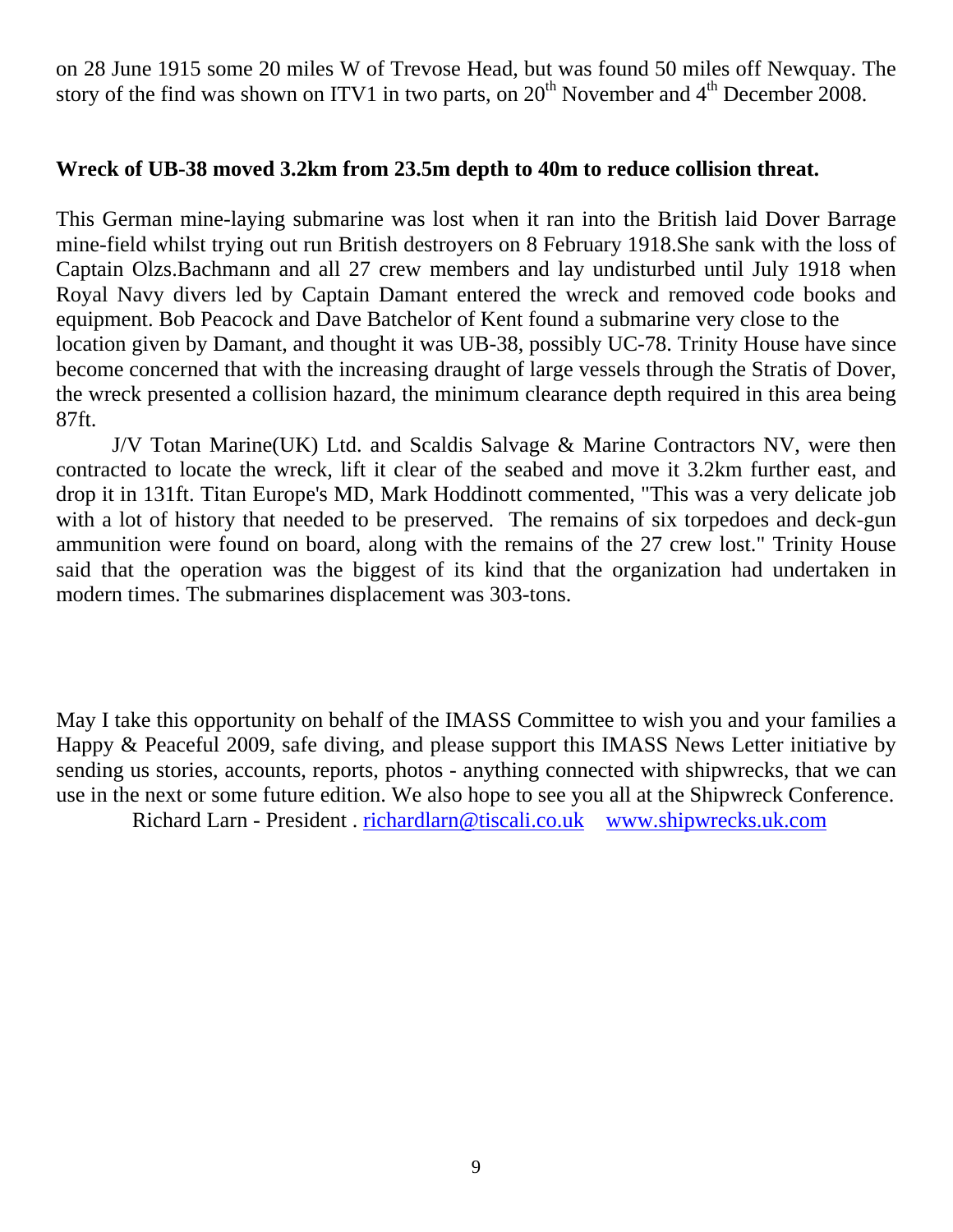on 28 June 1915 some 20 miles W of Trevose Head, but was found 50 miles off Newquay. The story of the find was shown on ITV1 in two parts, on 20th November and 4th December 2008.

**Wreck of UB-38 moved 3.2km from 23.5m depth to 40m to reduce collision threat.**

This German mine-laying submarine was lost when it ran into the British laid Dover Barrage mine-field whilst trying out run British destroyers on 8 February 1918.She sank with the loss of Captain Olzs.Bachmann and all 27 crew members and lay undisturbed until July 1918 when Royal Navy divers led by Captain Damant entered the wreck and removed code books and equipment. Bob Peacock and Dave Batchelor of Kent found a submarine very close to the location given by Damant, and thought it was UB-38, possibly UC-78. Trinity House have since become concerned that with the increasing draught of large vessels through the Stratis of Dover, the wreck presented a collision hazard, the minimum clearance depth required in this area being 87ft.

J/V Totan Marine(UK) Ltd. and Scaldis Salvage & Marine Contractors NV, were then contracted to locate the wreck, lift it clear of the seabed and move it 3.2km further east, and drop it in 131ft. Titan Europe's MD, Mark Hoddinott commented, "This was a very delicate job with a lot of history that needed to be preserved. The remains of six torpedoes and deck-gun ammunition were found on board, along with the remains of the 27 crew lost." Trinity House said that the operation was the biggest of its kind that the organization had undertaken in modern times. The submarines displacement was 303-tons.

May I take this opportunity on behalf of the IMASS Committee to wish you and your families a Happy & Peaceful 2009, safe diving, and please support this IMASS News Letter initiative by sending us stories, accounts, reports, photos - anything connected with shipwrecks, that we can use in the next or some future edition. We also hope to see you all at the Shipwreck Conference.

Richard Larn - President . richardlarn@tiscali.co.uk www.shipwrecks.uk.com